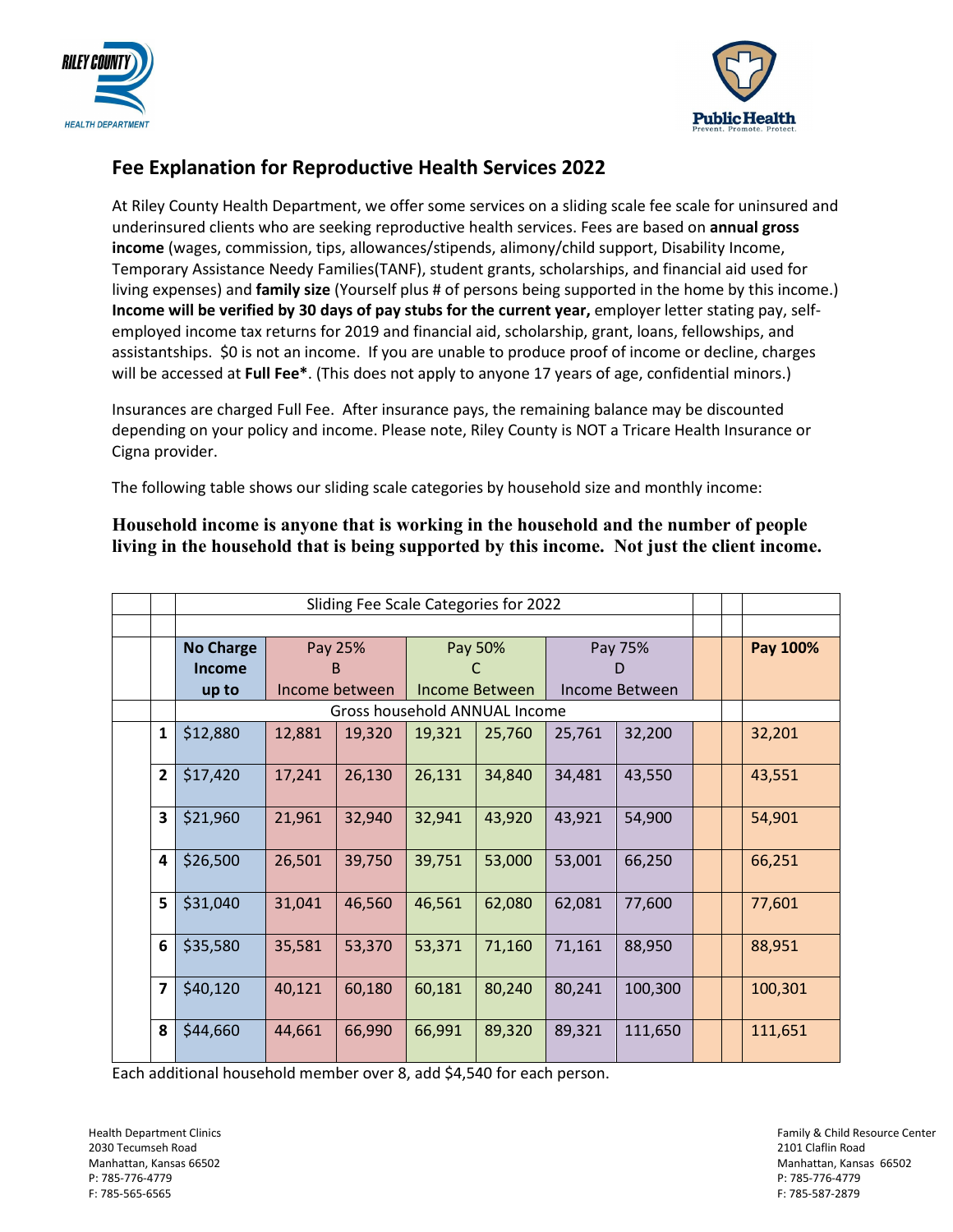## Fee Explanation for Reproductive Health Services 2022

At Riley County Health Department, we offer some services on a sliding scale fee scale for uninsured and underinsured clients who are seeking reproductive health services. Fees are based on **annual gross income** (wages, commission, tips, allowances/stipends, alimony/child support, Disability Income, Temporary Assistance Needy Families(TANF), student grants, scholarships, and financial aid used for living expenses) and **family size** (Yourself plus # of persons being supported in the home by this income.) **Income will be verified by 30 days of pay stubs for the current year,** employer letter stating pay, self-employed income tax returns for 2019 and financial aid, scholarship, grant, loans, fellowships, and assistantships. $0 is not an income. If you are unable to produce proof of income or decline, charges will be accessed at **Full Fee***. (This does not apply to anyone 17 years of age, confidential minors.)

Insurances are charged Full Fee. After insurance pays, the remaining balance may be discounted depending on your policy and income. Please note, Riley County is NOT a Tricare Health Insurance or Cigna provider.

The following table shows our sliding scale categories by household size and monthly income:

**Household income is anyone that is working in the household and the number of people living in the household that is being supported by this income. Not just the client income.**

| | Sliding Fee Scale Categories for 2022 | | | | | | | |
|---|---|---|---|---|---|---|---|---|
| | **No Charge Income up to** | Pay 25% B Income between | | Pay 50% C Income Between | | Pay 75% D Income Between | | **Pay 100%** |
| | Gross household ANNUAL Income | | | | | | | |
| **1** | $12,880 | 12,881 | 19,320 | 19,321 | 25,760 | 25,761 | 32,200 | 32,201 |
| **2** | $17,420 | 17,241 | 26,130 | 26,131 | 34,840 | 34,481 | 43,550 | 43,551 |
| **3** | $21,960 | 21,961 | 32,940 | 32,941 | 43,920 | 43,921 | 54,900 | 54,901 |
| **4** | $26,500 | 26,501 | 39,750 | 39,751 | 53,000 | 53,001 | 66,250 | 66,251 |
| **5** | $31,040 | 31,041 | 46,560 | 46,561 | 62,080 | 62,081 | 77,600 | 77,601 |
| **6** | $35,580 | 35,581 | 53,370 | 53,371 | 71,160 | 71,161 | 88,950 | 88,951 |
| **7** | $40,120 | 40,121 | 60,180 | 60,181 | 80,240 | 80,241 | 100,300 | 100,301 |
| **8** | $44,660 | 44,661 | 66,990 | 66,991 | 89,320 | 89,321 | 111,650 | 111,651 |

Each additional household member over 8, add $4,540 for each person.

Health Department Clinics
2030 Tecumseh Road
Manhattan, Kansas 66502
P: 785-776-4779
F: 785-565-6565

Family & Child Resource Center
2101 Claflin Road
Manhattan, Kansas 66502
P: 785-776-4779
F: 785-587-2879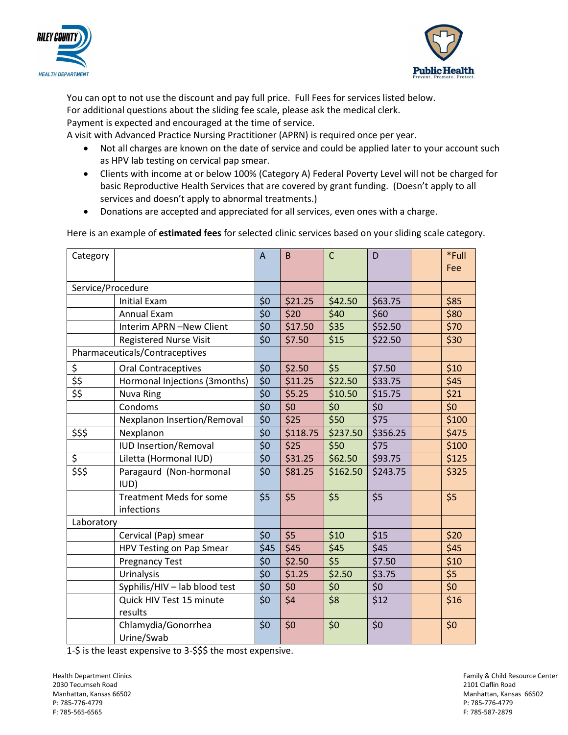You can opt to not use the discount and pay full price. Full Fees for services listed below.
For additional questions about the sliding fee scale, please ask the medical clerk.
Payment is expected and encouraged at the time of service.
A visit with Advanced Practice Nursing Practitioner (APRN) is required once per year.

- Not all charges are known on the date of service and could be applied later to your account such as HPV lab testing on cervical pap smear.
- Clients with income at or below 100% (Category A) Federal Poverty Level will not be charged for basic Reproductive Health Services that are covered by grant funding. (Doesn't apply to all services and doesn't apply to abnormal treatments.)
- Donations are accepted and appreciated for all services, even ones with a charge.

Here is an example of **estimated fees** for selected clinic services based on your sliding scale category.

| Category | | A | B | C | D | | *Full Fee |
|---|---|---|---|---|---|---|---|
| Service/Procedure | | | | | | | |
| | Initial Exam | $0 | $21.25 | $42.50 | $63.75 | | $85 |
| | Annual Exam | $0 | $20 | $40 | $60 | | $80 |
| | Interim APRN –New Client | $0 | $17.50 | $35 | $52.50 | | $70 |
| | Registered Nurse Visit | $0 | $7.50 | $15 | $22.50 | | $30 |
| Pharmaceuticals/Contraceptives | | | | | | | |
| $ | Oral Contraceptives | $0 | $2.50 | $5 | $7.50 | | $10 |
| $$ | Hormonal Injections (3months) | $0 | $11.25 | $22.50 | $33.75 | | $45 |
| $$ | Nuva Ring | $0 | $5.25 | $10.50 | $15.75 | | $21 |
| | Condoms | $0 | $0 | $0 | $0 | | $0 |
| | Nexplanon Insertion/Removal | $0 | $25 | $50 | $75 | | $100 |
| $$$ | Nexplanon | $0 | $118.75 | $237.50 | $356.25 | | $475 |
| | IUD Insertion/Removal | $0 | $25 | $50 | $75 | | $100 |
| $ | Liletta (Hormonal IUD) | $0 | $31.25 | $62.50 | $93.75 | | $125 |
| $$$ | Paragaurd (Non-hormonal IUD) | $0 | $81.25 | $162.50 | $243.75 | | $325 |
| | Treatment Meds for some infections | $5 | $5 | $5 | $5 | | $5 |
| Laboratory | | | | | | | |
| | Cervical (Pap) smear | $0 | $5 | $10 | $15 | | $20 |
| | HPV Testing on Pap Smear | $45 | $45 | $45 | $45 | | $45 |
| | Pregnancy Test | $0 | $2.50 | $5 | $7.50 | | $10 |
| | Urinalysis | $0 | $1.25 | $2.50 | $3.75 | | $5 |
| | Syphilis/HIV – lab blood test | $0 | $0 | $0 | $0 | | $0 |
| | Quick HIV Test 15 minute results | $0 | $4 | $8 | $12 | | $16 |
| | Chlamydia/Gonorrhea Urine/Swab | $0 | $0 | $0 | $0 | | $0 |

1-$ is the least expensive to 3-$$$ the most expensive.

Health Department Clinics
2030 Tecumseh Road
Manhattan, Kansas 66502
P: 785-776-4779
F: 785-565-6565

Family & Child Resource Center
2101 Claflin Road
Manhattan, Kansas 66502
P: 785-776-4779
F: 785-587-2879